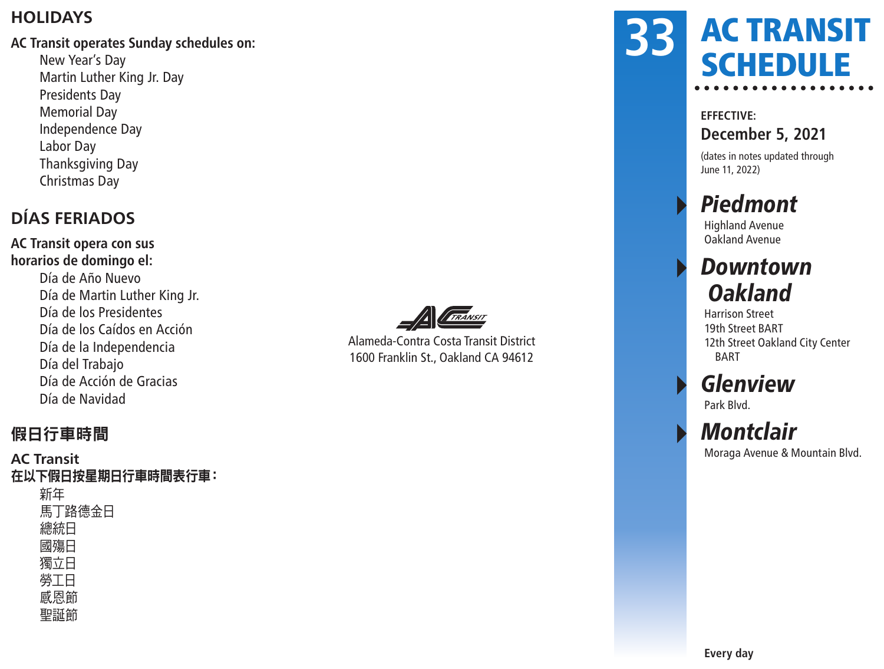## HOLIDAYS

**AC Transit operates Sunday schedules on:**

- New Year's Day
- Martin Luther King Jr. Day
- Presidents Day
- Memorial Day
- Independence Day
- Labor Day
- Thanksgiving Day
- Christmas Day

## DÍAS FERIADOS

**AC Transit opera con sus horarios de domingo el:**

- Día de Año Nuevo
- Día de Martin Luther King Jr.
- Día de los Presidentes
- Día de los Caídos en Acción
- Día de la Independencia
- Día del Trabajo
- Día de Acción de Gracias
- Día de Navidad

## 假日行車時間

**AC Transit 在以下假日按星期日行車時間表行車：**

- 新年
- 馬丁路德金日
- 總統日
- 國殤日
- 獨立日
- 勞工日
- 感恩節
- 聖誕節

AC TRANSIT

Alameda-Contra Costa Transit District
1600 Franklin St., Oakland CA 94612

# 33 AC TRANSIT SCHEDULE

**EFFECTIVE:**

**December 5, 2021**

(dates in notes updated through June 11, 2022)

### *Piedmont*

Highland Avenue
Oakland Avenue

### *Downtown Oakland*

Harrison Street
19th Street BART
12th Street Oakland City Center BART

### *Glenview*

Park Blvd.

### *Montclair*

Moraga Avenue & Mountain Blvd.

**Every day**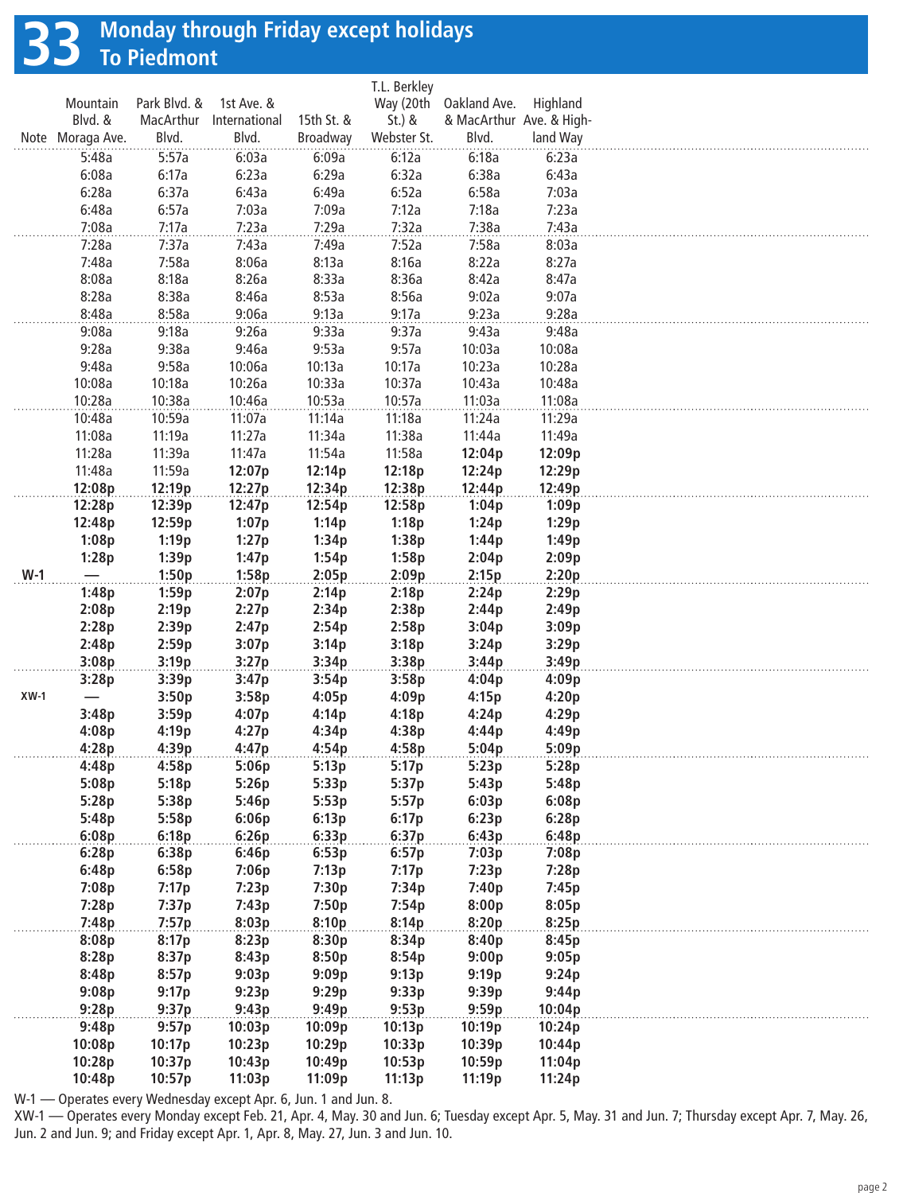# 33 Monday through Friday except holidays
## To Piedmont

| Note | Mountain Blvd. & Moraga Ave. | Park Blvd. & MacArthur Blvd. | 1st Ave. & International Blvd. | 15th St. & Broadway | T.L. Berkley Way (20th St.) & Webster St. | Oakland Ave. & MacArthur Blvd. | Highland Ave. & Highland Way |
|---|---|---|---|---|---|---|---|
| | 5:48a | 5:57a | 6:03a | 6:09a | 6:12a | 6:18a | 6:23a |
| | 6:08a | 6:17a | 6:23a | 6:29a | 6:32a | 6:38a | 6:43a |
| | 6:28a | 6:37a | 6:43a | 6:49a | 6:52a | 6:58a | 7:03a |
| | 6:48a | 6:57a | 7:03a | 7:09a | 7:12a | 7:18a | 7:23a |
| | 7:08a | 7:17a | 7:23a | 7:29a | 7:32a | 7:38a | 7:43a |
| | 7:28a | 7:37a | 7:43a | 7:49a | 7:52a | 7:58a | 8:03a |
| | 7:48a | 7:58a | 8:06a | 8:13a | 8:16a | 8:22a | 8:27a |
| | 8:08a | 8:18a | 8:26a | 8:33a | 8:36a | 8:42a | 8:47a |
| | 8:28a | 8:38a | 8:46a | 8:53a | 8:56a | 9:02a | 9:07a |
| | 8:48a | 8:58a | 9:06a | 9:13a | 9:17a | 9:23a | 9:28a |
| | 9:08a | 9:18a | 9:26a | 9:33a | 9:37a | 9:43a | 9:48a |
| | 9:28a | 9:38a | 9:46a | 9:53a | 9:57a | 10:03a | 10:08a |
| | 9:48a | 9:58a | 10:06a | 10:13a | 10:17a | 10:23a | 10:28a |
| | 10:08a | 10:18a | 10:26a | 10:33a | 10:37a | 10:43a | 10:48a |
| | 10:28a | 10:38a | 10:46a | 10:53a | 10:57a | 11:03a | 11:08a |
| | 10:48a | 10:59a | 11:07a | 11:14a | 11:18a | 11:24a | 11:29a |
| | 11:08a | 11:19a | 11:27a | 11:34a | 11:38a | 11:44a | 11:49a |
| | 11:28a | 11:39a | 11:47a | 11:54a | 11:58a | **12:04p** | **12:09p** |
| | 11:48a | 11:59a | **12:07p** | **12:14p** | **12:18p** | **12:24p** | **12:29p** |
| | **12:08p** | **12:19p** | **12:27p** | **12:34p** | **12:38p** | **12:44p** | **12:49p** |
| | **12:28p** | **12:39p** | **12:47p** | **12:54p** | **12:58p** | **1:04p** | **1:09p** |
| | **12:48p** | **12:59p** | **1:07p** | **1:14p** | **1:18p** | **1:24p** | **1:29p** |
| | **1:08p** | **1:19p** | **1:27p** | **1:34p** | **1:38p** | **1:44p** | **1:49p** |
| | **1:28p** | **1:39p** | **1:47p** | **1:54p** | **1:58p** | **2:04p** | **2:09p** |
| **W-1** | — | **1:50p** | **1:58p** | **2:05p** | **2:09p** | **2:15p** | **2:20p** |
| | **1:48p** | **1:59p** | **2:07p** | **2:14p** | **2:18p** | **2:24p** | **2:29p** |
| | **2:08p** | **2:19p** | **2:27p** | **2:34p** | **2:38p** | **2:44p** | **2:49p** |
| | **2:28p** | **2:39p** | **2:47p** | **2:54p** | **2:58p** | **3:04p** | **3:09p** |
| | **2:48p** | **2:59p** | **3:07p** | **3:14p** | **3:18p** | **3:24p** | **3:29p** |
| | **3:08p** | **3:19p** | **3:27p** | **3:34p** | **3:38p** | **3:44p** | **3:49p** |
| | **3:28p** | **3:39p** | **3:47p** | **3:54p** | **3:58p** | **4:04p** | **4:09p** |
| **XW-1** | — | **3:50p** | **3:58p** | **4:05p** | **4:09p** | **4:15p** | **4:20p** |
| | **3:48p** | **3:59p** | **4:07p** | **4:14p** | **4:18p** | **4:24p** | **4:29p** |
| | **4:08p** | **4:19p** | **4:27p** | **4:34p** | **4:38p** | **4:44p** | **4:49p** |
| | **4:28p** | **4:39p** | **4:47p** | **4:54p** | **4:58p** | **5:04p** | **5:09p** |
| | **4:48p** | **4:58p** | **5:06p** | **5:13p** | **5:17p** | **5:23p** | **5:28p** |
| | **5:08p** | **5:18p** | **5:26p** | **5:33p** | **5:37p** | **5:43p** | **5:48p** |
| | **5:28p** | **5:38p** | **5:46p** | **5:53p** | **5:57p** | **6:03p** | **6:08p** |
| | **5:48p** | **5:58p** | **6:06p** | **6:13p** | **6:17p** | **6:23p** | **6:28p** |
| | **6:08p** | **6:18p** | **6:26p** | **6:33p** | **6:37p** | **6:43p** | **6:48p** |
| | **6:28p** | **6:38p** | **6:46p** | **6:53p** | **6:57p** | **7:03p** | **7:08p** |
| | **6:48p** | **6:58p** | **7:06p** | **7:13p** | **7:17p** | **7:23p** | **7:28p** |
| | **7:08p** | **7:17p** | **7:23p** | **7:30p** | **7:34p** | **7:40p** | **7:45p** |
| | **7:28p** | **7:37p** | **7:43p** | **7:50p** | **7:54p** | **8:00p** | **8:05p** |
| | **7:48p** | **7:57p** | **8:03p** | **8:10p** | **8:14p** | **8:20p** | **8:25p** |
| | **8:08p** | **8:17p** | **8:23p** | **8:30p** | **8:34p** | **8:40p** | **8:45p** |
| | **8:28p** | **8:37p** | **8:43p** | **8:50p** | **8:54p** | **9:00p** | **9:05p** |
| | **8:48p** | **8:57p** | **9:03p** | **9:09p** | **9:13p** | **9:19p** | **9:24p** |
| | **9:08p** | **9:17p** | **9:23p** | **9:29p** | **9:33p** | **9:39p** | **9:44p** |
| | **9:28p** | **9:37p** | **9:43p** | **9:49p** | **9:53p** | **9:59p** | **10:04p** |
| | **9:48p** | **9:57p** | **10:03p** | **10:09p** | **10:13p** | **10:19p** | **10:24p** |
| | **10:08p** | **10:17p** | **10:23p** | **10:29p** | **10:33p** | **10:39p** | **10:44p** |
| | **10:28p** | **10:37p** | **10:43p** | **10:49p** | **10:53p** | **10:59p** | **11:04p** |
| | **10:48p** | **10:57p** | **11:03p** | **11:09p** | **11:13p** | **11:19p** | **11:24p** |

W-1 — Operates every Wednesday except Apr. 6, Jun. 1 and Jun. 8.

XW-1 — Operates every Monday except Feb. 21, Apr. 4, May. 30 and Jun. 6; Tuesday except Apr. 5, May. 31 and Jun. 7; Thursday except Apr. 7, May. 26, Jun. 2 and Jun. 9; and Friday except Apr. 1, Apr. 8, May. 27, Jun. 3 and Jun. 10.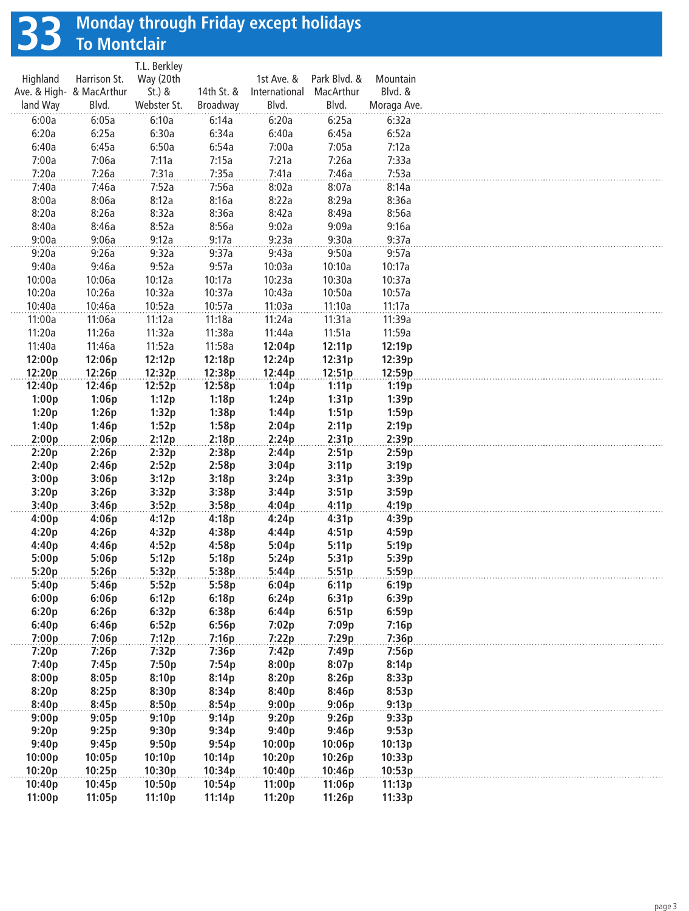# 33 Monday through Friday except holidays To Montclair

| Highland Ave. & Highland Way | Harrison St. & MacArthur Blvd. | T.L. Berkley Way (20th St.) & Webster St. | 14th St. & Broadway | 1st Ave. & International Blvd. | Park Blvd. & MacArthur Blvd. | Mountain Blvd. & Moraga Ave. |
|---|---|---|---|---|---|---|
| 6:00a | 6:05a | 6:10a | 6:14a | 6:20a | 6:25a | 6:32a |
| 6:20a | 6:25a | 6:30a | 6:34a | 6:40a | 6:45a | 6:52a |
| 6:40a | 6:45a | 6:50a | 6:54a | 7:00a | 7:05a | 7:12a |
| 7:00a | 7:06a | 7:11a | 7:15a | 7:21a | 7:26a | 7:33a |
| 7:20a | 7:26a | 7:31a | 7:35a | 7:41a | 7:46a | 7:53a |
| 7:40a | 7:46a | 7:52a | 7:56a | 8:02a | 8:07a | 8:14a |
| 8:00a | 8:06a | 8:12a | 8:16a | 8:22a | 8:29a | 8:36a |
| 8:20a | 8:26a | 8:32a | 8:36a | 8:42a | 8:49a | 8:56a |
| 8:40a | 8:46a | 8:52a | 8:56a | 9:02a | 9:09a | 9:16a |
| 9:00a | 9:06a | 9:12a | 9:17a | 9:23a | 9:30a | 9:37a |
| 9:20a | 9:26a | 9:32a | 9:37a | 9:43a | 9:50a | 9:57a |
| 9:40a | 9:46a | 9:52a | 9:57a | 10:03a | 10:10a | 10:17a |
| 10:00a | 10:06a | 10:12a | 10:17a | 10:23a | 10:30a | 10:37a |
| 10:20a | 10:26a | 10:32a | 10:37a | 10:43a | 10:50a | 10:57a |
| 10:40a | 10:46a | 10:52a | 10:57a | 11:03a | 11:10a | 11:17a |
| 11:00a | 11:06a | 11:12a | 11:18a | 11:24a | 11:31a | 11:39a |
| 11:20a | 11:26a | 11:32a | 11:38a | 11:44a | 11:51a | 11:59a |
| 11:40a | 11:46a | 11:52a | 11:58a | **12:04p** | **12:11p** | **12:19p** |
| **12:00p** | **12:06p** | **12:12p** | **12:18p** | **12:24p** | **12:31p** | **12:39p** |
| **12:20p** | **12:26p** | **12:32p** | **12:38p** | **12:44p** | **12:51p** | **12:59p** |
| **12:40p** | **12:46p** | **12:52p** | **12:58p** | **1:04p** | **1:11p** | **1:19p** |
| **1:00p** | **1:06p** | **1:12p** | **1:18p** | **1:24p** | **1:31p** | **1:39p** |
| **1:20p** | **1:26p** | **1:32p** | **1:38p** | **1:44p** | **1:51p** | **1:59p** |
| **1:40p** | **1:46p** | **1:52p** | **1:58p** | **2:04p** | **2:11p** | **2:19p** |
| **2:00p** | **2:06p** | **2:12p** | **2:18p** | **2:24p** | **2:31p** | **2:39p** |
| **2:20p** | **2:26p** | **2:32p** | **2:38p** | **2:44p** | **2:51p** | **2:59p** |
| **2:40p** | **2:46p** | **2:52p** | **2:58p** | **3:04p** | **3:11p** | **3:19p** |
| **3:00p** | **3:06p** | **3:12p** | **3:18p** | **3:24p** | **3:31p** | **3:39p** |
| **3:20p** | **3:26p** | **3:32p** | **3:38p** | **3:44p** | **3:51p** | **3:59p** |
| **3:40p** | **3:46p** | **3:52p** | **3:58p** | **4:04p** | **4:11p** | **4:19p** |
| **4:00p** | **4:06p** | **4:12p** | **4:18p** | **4:24p** | **4:31p** | **4:39p** |
| **4:20p** | **4:26p** | **4:32p** | **4:38p** | **4:44p** | **4:51p** | **4:59p** |
| **4:40p** | **4:46p** | **4:52p** | **4:58p** | **5:04p** | **5:11p** | **5:19p** |
| **5:00p** | **5:06p** | **5:12p** | **5:18p** | **5:24p** | **5:31p** | **5:39p** |
| **5:20p** | **5:26p** | **5:32p** | **5:38p** | **5:44p** | **5:51p** | **5:59p** |
| **5:40p** | **5:46p** | **5:52p** | **5:58p** | **6:04p** | **6:11p** | **6:19p** |
| **6:00p** | **6:06p** | **6:12p** | **6:18p** | **6:24p** | **6:31p** | **6:39p** |
| **6:20p** | **6:26p** | **6:32p** | **6:38p** | **6:44p** | **6:51p** | **6:59p** |
| **6:40p** | **6:46p** | **6:52p** | **6:56p** | **7:02p** | **7:09p** | **7:16p** |
| **7:00p** | **7:06p** | **7:12p** | **7:16p** | **7:22p** | **7:29p** | **7:36p** |
| **7:20p** | **7:26p** | **7:32p** | **7:36p** | **7:42p** | **7:49p** | **7:56p** |
| **7:40p** | **7:45p** | **7:50p** | **7:54p** | **8:00p** | **8:07p** | **8:14p** |
| **8:00p** | **8:05p** | **8:10p** | **8:14p** | **8:20p** | **8:26p** | **8:33p** |
| **8:20p** | **8:25p** | **8:30p** | **8:34p** | **8:40p** | **8:46p** | **8:53p** |
| **8:40p** | **8:45p** | **8:50p** | **8:54p** | **9:00p** | **9:06p** | **9:13p** |
| **9:00p** | **9:05p** | **9:10p** | **9:14p** | **9:20p** | **9:26p** | **9:33p** |
| **9:20p** | **9:25p** | **9:30p** | **9:34p** | **9:40p** | **9:46p** | **9:53p** |
| **9:40p** | **9:45p** | **9:50p** | **9:54p** | **10:00p** | **10:06p** | **10:13p** |
| **10:00p** | **10:05p** | **10:10p** | **10:14p** | **10:20p** | **10:26p** | **10:33p** |
| **10:20p** | **10:25p** | **10:30p** | **10:34p** | **10:40p** | **10:46p** | **10:53p** |
| **10:40p** | **10:45p** | **10:50p** | **10:54p** | **11:00p** | **11:06p** | **11:13p** |
| **11:00p** | **11:05p** | **11:10p** | **11:14p** | **11:20p** | **11:26p** | **11:33p** |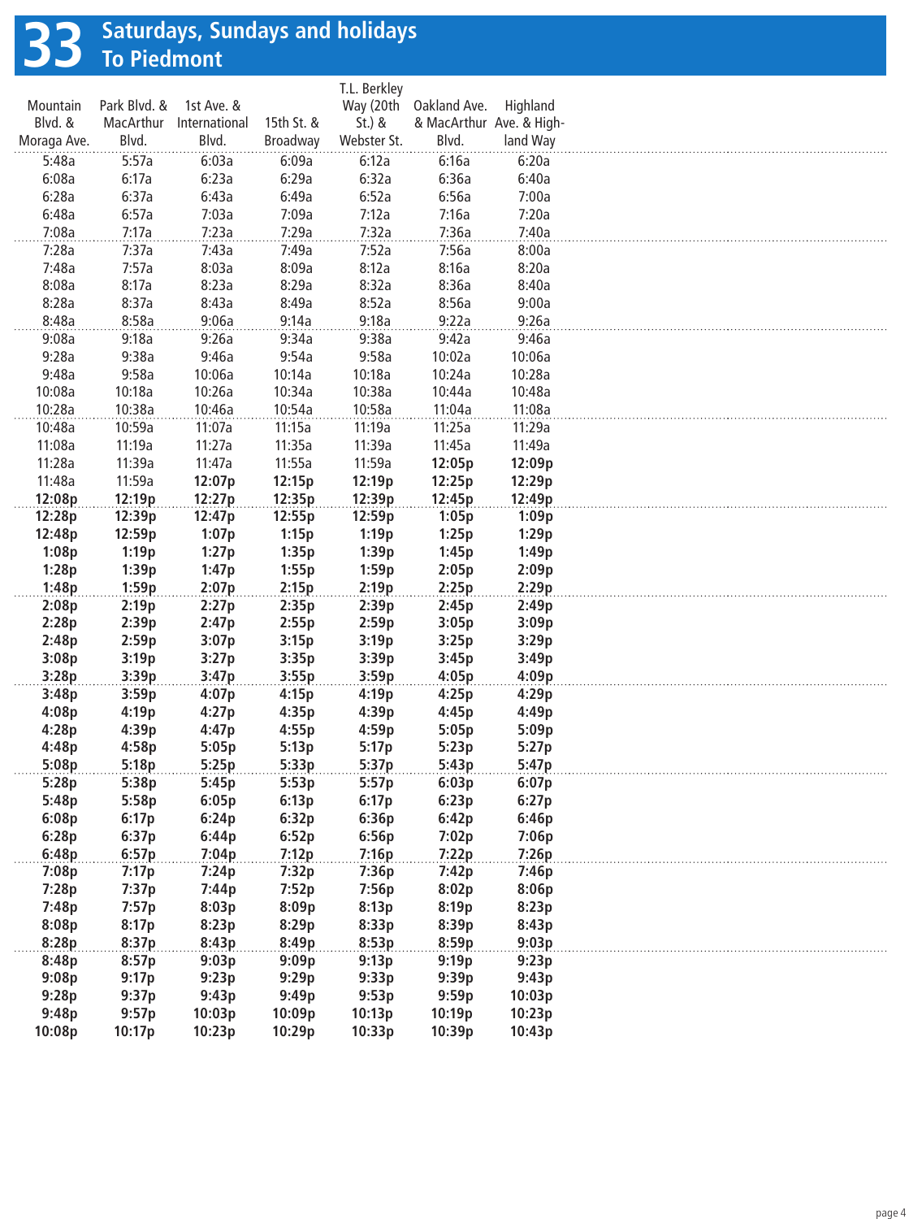# 33 Saturdays, Sundays and holidays
## To Piedmont

| Mountain Blvd. & Moraga Ave. | Park Blvd. & MacArthur Blvd. | 1st Ave. & International Blvd. | 15th St. & Broadway | T.L. Berkley Way (20th St.) & Webster St. | Oakland Ave. & MacArthur Blvd. | Highland Ave. & Highland Way |
|---|---|---|---|---|---|---|
| 5:48a | 5:57a | 6:03a | 6:09a | 6:12a | 6:16a | 6:20a |
| 6:08a | 6:17a | 6:23a | 6:29a | 6:32a | 6:36a | 6:40a |
| 6:28a | 6:37a | 6:43a | 6:49a | 6:52a | 6:56a | 7:00a |
| 6:48a | 6:57a | 7:03a | 7:09a | 7:12a | 7:16a | 7:20a |
| 7:08a | 7:17a | 7:23a | 7:29a | 7:32a | 7:36a | 7:40a |
| 7:28a | 7:37a | 7:43a | 7:49a | 7:52a | 7:56a | 8:00a |
| 7:48a | 7:57a | 8:03a | 8:09a | 8:12a | 8:16a | 8:20a |
| 8:08a | 8:17a | 8:23a | 8:29a | 8:32a | 8:36a | 8:40a |
| 8:28a | 8:37a | 8:43a | 8:49a | 8:52a | 8:56a | 9:00a |
| 8:48a | 8:58a | 9:06a | 9:14a | 9:18a | 9:22a | 9:26a |
| 9:08a | 9:18a | 9:26a | 9:34a | 9:38a | 9:42a | 9:46a |
| 9:28a | 9:38a | 9:46a | 9:54a | 9:58a | 10:02a | 10:06a |
| 9:48a | 9:58a | 10:06a | 10:14a | 10:18a | 10:24a | 10:28a |
| 10:08a | 10:18a | 10:26a | 10:34a | 10:38a | 10:44a | 10:48a |
| 10:28a | 10:38a | 10:46a | 10:54a | 10:58a | 11:04a | 11:08a |
| 10:48a | 10:59a | 11:07a | 11:15a | 11:19a | 11:25a | 11:29a |
| 11:08a | 11:19a | 11:27a | 11:35a | 11:39a | 11:45a | 11:49a |
| 11:28a | 11:39a | 11:47a | 11:55a | 11:59a | **12:05p** | **12:09p** |
| 11:48a | 11:59a | **12:07p** | **12:15p** | **12:19p** | **12:25p** | **12:29p** |
| **12:08p** | **12:19p** | **12:27p** | **12:35p** | **12:39p** | **12:45p** | **12:49p** |
| **12:28p** | **12:39p** | **12:47p** | **12:55p** | **12:59p** | **1:05p** | **1:09p** |
| **12:48p** | **12:59p** | **1:07p** | **1:15p** | **1:19p** | **1:25p** | **1:29p** |
| **1:08p** | **1:19p** | **1:27p** | **1:35p** | **1:39p** | **1:45p** | **1:49p** |
| **1:28p** | **1:39p** | **1:47p** | **1:55p** | **1:59p** | **2:05p** | **2:09p** |
| **1:48p** | **1:59p** | **2:07p** | **2:15p** | **2:19p** | **2:25p** | **2:29p** |
| **2:08p** | **2:19p** | **2:27p** | **2:35p** | **2:39p** | **2:45p** | **2:49p** |
| **2:28p** | **2:39p** | **2:47p** | **2:55p** | **2:59p** | **3:05p** | **3:09p** |
| **2:48p** | **2:59p** | **3:07p** | **3:15p** | **3:19p** | **3:25p** | **3:29p** |
| **3:08p** | **3:19p** | **3:27p** | **3:35p** | **3:39p** | **3:45p** | **3:49p** |
| **3:28p** | **3:39p** | **3:47p** | **3:55p** | **3:59p** | **4:05p** | **4:09p** |
| **3:48p** | **3:59p** | **4:07p** | **4:15p** | **4:19p** | **4:25p** | **4:29p** |
| **4:08p** | **4:19p** | **4:27p** | **4:35p** | **4:39p** | **4:45p** | **4:49p** |
| **4:28p** | **4:39p** | **4:47p** | **4:55p** | **4:59p** | **5:05p** | **5:09p** |
| **4:48p** | **4:58p** | **5:05p** | **5:13p** | **5:17p** | **5:23p** | **5:27p** |
| **5:08p** | **5:18p** | **5:25p** | **5:33p** | **5:37p** | **5:43p** | **5:47p** |
| **5:28p** | **5:38p** | **5:45p** | **5:53p** | **5:57p** | **6:03p** | **6:07p** |
| **5:48p** | **5:58p** | **6:05p** | **6:13p** | **6:17p** | **6:23p** | **6:27p** |
| **6:08p** | **6:17p** | **6:24p** | **6:32p** | **6:36p** | **6:42p** | **6:46p** |
| **6:28p** | **6:37p** | **6:44p** | **6:52p** | **6:56p** | **7:02p** | **7:06p** |
| **6:48p** | **6:57p** | **7:04p** | **7:12p** | **7:16p** | **7:22p** | **7:26p** |
| **7:08p** | **7:17p** | **7:24p** | **7:32p** | **7:36p** | **7:42p** | **7:46p** |
| **7:28p** | **7:37p** | **7:44p** | **7:52p** | **7:56p** | **8:02p** | **8:06p** |
| **7:48p** | **7:57p** | **8:03p** | **8:09p** | **8:13p** | **8:19p** | **8:23p** |
| **8:08p** | **8:17p** | **8:23p** | **8:29p** | **8:33p** | **8:39p** | **8:43p** |
| **8:28p** | **8:37p** | **8:43p** | **8:49p** | **8:53p** | **8:59p** | **9:03p** |
| **8:48p** | **8:57p** | **9:03p** | **9:09p** | **9:13p** | **9:19p** | **9:23p** |
| **9:08p** | **9:17p** | **9:23p** | **9:29p** | **9:33p** | **9:39p** | **9:43p** |
| **9:28p** | **9:37p** | **9:43p** | **9:49p** | **9:53p** | **9:59p** | **10:03p** |
| **9:48p** | **9:57p** | **10:03p** | **10:09p** | **10:13p** | **10:19p** | **10:23p** |
| **10:08p** | **10:17p** | **10:23p** | **10:29p** | **10:33p** | **10:39p** | **10:43p** |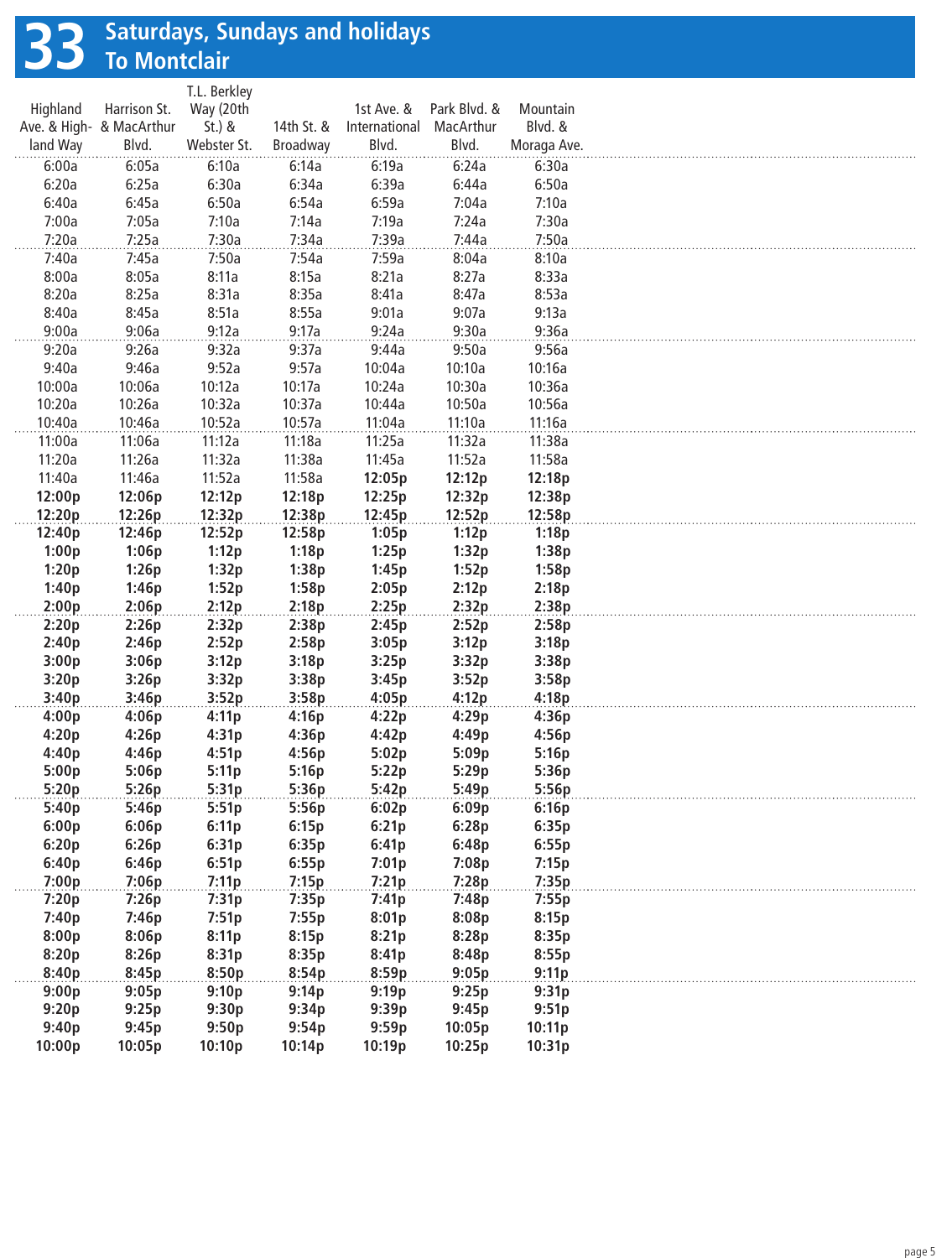# 33 Saturdays, Sundays and holidays To Montclair

| Highland Ave. & Highland Way | Harrison St. & MacArthur Blvd. | T.L. Berkley Way (20th St.) & Webster St. | 14th St. & Broadway | 1st Ave. & International Blvd. | Park Blvd. & MacArthur Blvd. | Mountain Blvd. & Moraga Ave. |
|---|---|---|---|---|---|---|
| 6:00a | 6:05a | 6:10a | 6:14a | 6:19a | 6:24a | 6:30a |
| 6:20a | 6:25a | 6:30a | 6:34a | 6:39a | 6:44a | 6:50a |
| 6:40a | 6:45a | 6:50a | 6:54a | 6:59a | 7:04a | 7:10a |
| 7:00a | 7:05a | 7:10a | 7:14a | 7:19a | 7:24a | 7:30a |
| 7:20a | 7:25a | 7:30a | 7:34a | 7:39a | 7:44a | 7:50a |
| 7:40a | 7:45a | 7:50a | 7:54a | 7:59a | 8:04a | 8:10a |
| 8:00a | 8:05a | 8:11a | 8:15a | 8:21a | 8:27a | 8:33a |
| 8:20a | 8:25a | 8:31a | 8:35a | 8:41a | 8:47a | 8:53a |
| 8:40a | 8:45a | 8:51a | 8:55a | 9:01a | 9:07a | 9:13a |
| 9:00a | 9:06a | 9:12a | 9:17a | 9:24a | 9:30a | 9:36a |
| 9:20a | 9:26a | 9:32a | 9:37a | 9:44a | 9:50a | 9:56a |
| 9:40a | 9:46a | 9:52a | 9:57a | 10:04a | 10:10a | 10:16a |
| 10:00a | 10:06a | 10:12a | 10:17a | 10:24a | 10:30a | 10:36a |
| 10:20a | 10:26a | 10:32a | 10:37a | 10:44a | 10:50a | 10:56a |
| 10:40a | 10:46a | 10:52a | 10:57a | 11:04a | 11:10a | 11:16a |
| 11:00a | 11:06a | 11:12a | 11:18a | 11:25a | 11:32a | 11:38a |
| 11:20a | 11:26a | 11:32a | 11:38a | 11:45a | 11:52a | 11:58a |
| 11:40a | 11:46a | 11:52a | 11:58a | **12:05p** | **12:12p** | **12:18p** |
| **12:00p** | **12:06p** | **12:12p** | **12:18p** | **12:25p** | **12:32p** | **12:38p** |
| **12:20p** | **12:26p** | **12:32p** | **12:38p** | **12:45p** | **12:52p** | **12:58p** |
| **12:40p** | **12:46p** | **12:52p** | **12:58p** | **1:05p** | **1:12p** | **1:18p** |
| **1:00p** | **1:06p** | **1:12p** | **1:18p** | **1:25p** | **1:32p** | **1:38p** |
| **1:20p** | **1:26p** | **1:32p** | **1:38p** | **1:45p** | **1:52p** | **1:58p** |
| **1:40p** | **1:46p** | **1:52p** | **1:58p** | **2:05p** | **2:12p** | **2:18p** |
| **2:00p** | **2:06p** | **2:12p** | **2:18p** | **2:25p** | **2:32p** | **2:38p** |
| **2:20p** | **2:26p** | **2:32p** | **2:38p** | **2:45p** | **2:52p** | **2:58p** |
| **2:40p** | **2:46p** | **2:52p** | **2:58p** | **3:05p** | **3:12p** | **3:18p** |
| **3:00p** | **3:06p** | **3:12p** | **3:18p** | **3:25p** | **3:32p** | **3:38p** |
| **3:20p** | **3:26p** | **3:32p** | **3:38p** | **3:45p** | **3:52p** | **3:58p** |
| **3:40p** | **3:46p** | **3:52p** | **3:58p** | **4:05p** | **4:12p** | **4:18p** |
| **4:00p** | **4:06p** | **4:11p** | **4:16p** | **4:22p** | **4:29p** | **4:36p** |
| **4:20p** | **4:26p** | **4:31p** | **4:36p** | **4:42p** | **4:49p** | **4:56p** |
| **4:40p** | **4:46p** | **4:51p** | **4:56p** | **5:02p** | **5:09p** | **5:16p** |
| **5:00p** | **5:06p** | **5:11p** | **5:16p** | **5:22p** | **5:29p** | **5:36p** |
| **5:20p** | **5:26p** | **5:31p** | **5:36p** | **5:42p** | **5:49p** | **5:56p** |
| **5:40p** | **5:46p** | **5:51p** | **5:56p** | **6:02p** | **6:09p** | **6:16p** |
| **6:00p** | **6:06p** | **6:11p** | **6:15p** | **6:21p** | **6:28p** | **6:35p** |
| **6:20p** | **6:26p** | **6:31p** | **6:35p** | **6:41p** | **6:48p** | **6:55p** |
| **6:40p** | **6:46p** | **6:51p** | **6:55p** | **7:01p** | **7:08p** | **7:15p** |
| **7:00p** | **7:06p** | **7:11p** | **7:15p** | **7:21p** | **7:28p** | **7:35p** |
| **7:20p** | **7:26p** | **7:31p** | **7:35p** | **7:41p** | **7:48p** | **7:55p** |
| **7:40p** | **7:46p** | **7:51p** | **7:55p** | **8:01p** | **8:08p** | **8:15p** |
| **8:00p** | **8:06p** | **8:11p** | **8:15p** | **8:21p** | **8:28p** | **8:35p** |
| **8:20p** | **8:26p** | **8:31p** | **8:35p** | **8:41p** | **8:48p** | **8:55p** |
| **8:40p** | **8:45p** | **8:50p** | **8:54p** | **8:59p** | **9:05p** | **9:11p** |
| **9:00p** | **9:05p** | **9:10p** | **9:14p** | **9:19p** | **9:25p** | **9:31p** |
| **9:20p** | **9:25p** | **9:30p** | **9:34p** | **9:39p** | **9:45p** | **9:51p** |
| **9:40p** | **9:45p** | **9:50p** | **9:54p** | **9:59p** | **10:05p** | **10:11p** |
| **10:00p** | **10:05p** | **10:10p** | **10:14p** | **10:19p** | **10:25p** | **10:31p** |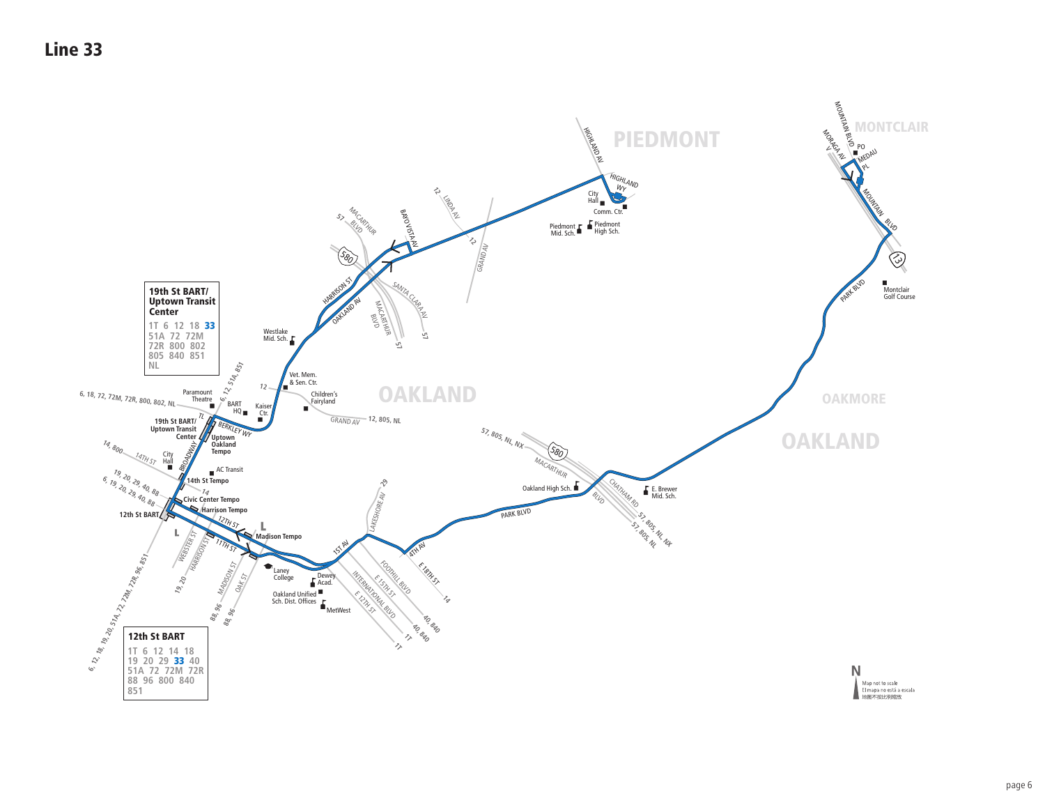# Line 33

**19th St BART/ Uptown Transit Center**

1T 6 12 18 **33** 51A 72 72M 72R 800 802 805 840 851 NL

**12th St BART**

1T 6 12 14 18 19 20 29 **33** 40 51A 72 72M 72R 88 96 800 840 851

PIEDMONT

MONTCLAIR

OAKLAND

OAKMORE

HIGHLAND AV
HIGHLAND WY
City Hall
Comm. Ctr.
Piedmont Mid. Sch.
Piedmont High Sch.
MOUNTAIN BLVD
MORAGA AV
PO
MEDAU PL
Montclair Golf Course
PARK BLVD
12 LINDA AV
GRAND AV
BAYO VISTA AV
57 MACARTHUR BLVD
580
HARRISON ST
OAKLAND AV
SANTA CLARA AV
Westlake Mid. Sch.
Vet. Mem. & Sen. Ctr.
Children's Fairyland
12, 805, NL
Kaiser Ctr.
BART HQ
Paramount Theatre
6, 12, 51A, 851
6, 18, 72, 72M, 72R, 800, 802, NL
19th St BART/ Uptown Transit Center
Uptown Oakland Tempo
BERKLEY WY
BROADWAY
14, 800
14TH ST
City Hall
AC Transit
14th St Tempo
19, 20, 29, 40, 88
6, 19, 20, 29, 40, 88
Civic Center Tempo
Harrison Tempo
12th St BART
12TH ST
Madison Tempo
11TH ST
WEBSTER ST
HARRISON ST
MADISON ST
OAK ST
19, 20
88, 96
Laney College
Dewey Acad.
Oakland Unified Sch. Dist. Offices
MetWest
1ST AV
LAKESHORE AV
29
FOOTHILL BLVD
E 15TH ST
INTERNATIONAL BLVD
E 12TH ST
1T
40, 840
14
4TH AV
E 18TH ST
57, 805, NL, NX
Oakland High Sch.
CHATHAM RD
E. Brewer Mid. Sch.
57, 805, NL
6, 12, 18, 19, 20, 51A, 72, 72M, 72R, 96, 851

Map not to scale
El mapa no está a escala
地圖不按比例繪放